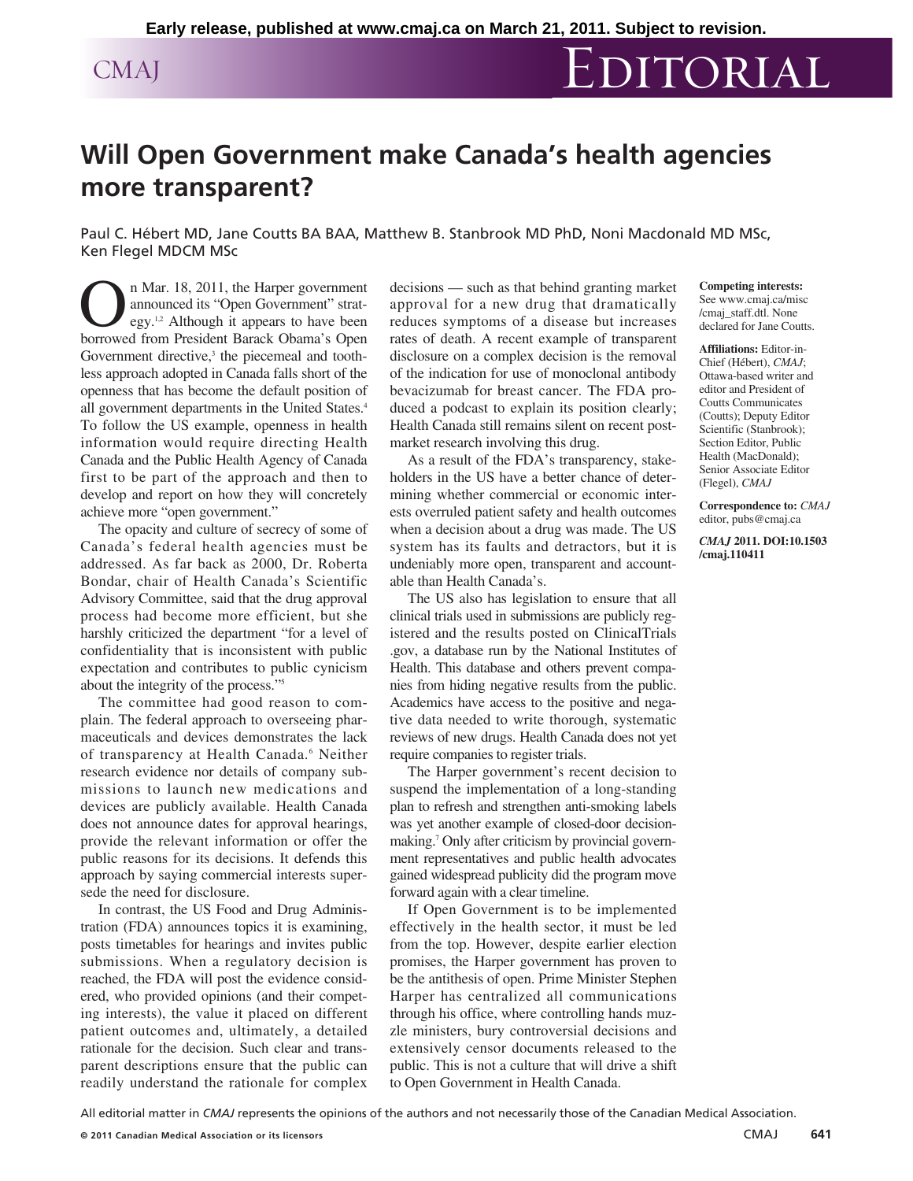Early release, published at www.cmaj.ca on March 21, 2011. Subject to revision.

# Editorial

## Will Open Government make Canada's health agencies more transparent?

Paul C. Hébert MD, Jane Coutts BA BAA, Matthew B. Stanbrook MD PhD, Noni Macdonald MD MSc, Ken Flegel MDCM MSc

On Mar. 18, 2011, the Harper government announced its "Open Government" strategy.[1,2] Although it appears to have been borrowed from President Barack Obama's Open Government directive,[3] the piecemeal and toothless approach adopted in Canada falls short of the openness that has become the default position of all government departments in the United States.[4] To follow the US example, openness in health information would require directing Health Canada and the Public Health Agency of Canada first to be part of the approach and then to develop and report on how they will concretely achieve more "open government."

The opacity and culture of secrecy of some of Canada's federal health agencies must be addressed. As far back as 2000, Dr. Roberta Bondar, chair of Health Canada's Scientific Advisory Committee, said that the drug approval process had become more efficient, but she harshly criticized the department "for a level of confidentiality that is inconsistent with public expectation and contributes to public cynicism about the integrity of the process."[5]

The committee had good reason to complain. The federal approach to overseeing pharmaceuticals and devices demonstrates the lack of transparency at Health Canada.[6] Neither research evidence nor details of company submissions to launch new medications and devices are publicly available. Health Canada does not announce dates for approval hearings, provide the relevant information or offer the public reasons for its decisions. It defends this approach by saying commercial interests supersede the need for disclosure.

In contrast, the US Food and Drug Administration (FDA) announces topics it is examining, posts timetables for hearings and invites public submissions. When a regulatory decision is reached, the FDA will post the evidence considered, who provided opinions (and their competing interests), the value it placed on different patient outcomes and, ultimately, a detailed rationale for the decision. Such clear and transparent descriptions ensure that the public can readily understand the rationale for complex decisions — such as that behind granting market approval for a new drug that dramatically reduces symptoms of a disease but increases rates of death. A recent example of transparent disclosure on a complex decision is the removal of the indication for use of monoclonal antibody bevacizumab for breast cancer. The FDA produced a podcast to explain its position clearly; Health Canada still remains silent on recent post-market research involving this drug.

As a result of the FDA's transparency, stakeholders in the US have a better chance of determining whether commercial or economic interests overruled patient safety and health outcomes when a decision about a drug was made. The US system has its faults and detractors, but it is undeniably more open, transparent and accountable than Health Canada's.

The US also has legislation to ensure that all clinical trials used in submissions are publicly registered and the results posted on ClinicalTrials.gov, a database run by the National Institutes of Health. This database and others prevent companies from hiding negative results from the public. Academics have access to the positive and negative data needed to write thorough, systematic reviews of new drugs. Health Canada does not yet require companies to register trials.

The Harper government's recent decision to suspend the implementation of a long-standing plan to refresh and strengthen anti-smoking labels was yet another example of closed-door decision-making.[7] Only after criticism by provincial government representatives and public health advocates gained widespread publicity did the program move forward again with a clear timeline.

If Open Government is to be implemented effectively in the health sector, it must be led from the top. However, despite earlier election promises, the Harper government has proven to be the antithesis of open. Prime Minister Stephen Harper has centralized all communications through his office, where controlling hands muzzle ministers, bury controversial decisions and extensively censor documents released to the public. This is not a culture that will drive a shift to Open Government in Health Canada.

**Competing interests:** See www.cmaj.ca/misc/cmaj_staff.dtl. None declared for Jane Coutts.

**Affiliations:** Editor-in-Chief (Hébert), *CMAJ*; Ottawa-based writer and editor and President of Coutts Communicates (Coutts); Deputy Editor Scientific (Stanbrook); Section Editor, Public Health (MacDonald); Senior Associate Editor (Flegel), *CMAJ*

**Correspondence to:** *CMAJ* editor, pubs@cmaj.ca

***CMAJ* 2011. DOI:10.1503/cmaj.110411**

All editorial matter in *CMAJ* represents the opinions of the authors and not necessarily those of the Canadian Medical Association.

© 2011 Canadian Medical Association or its licensors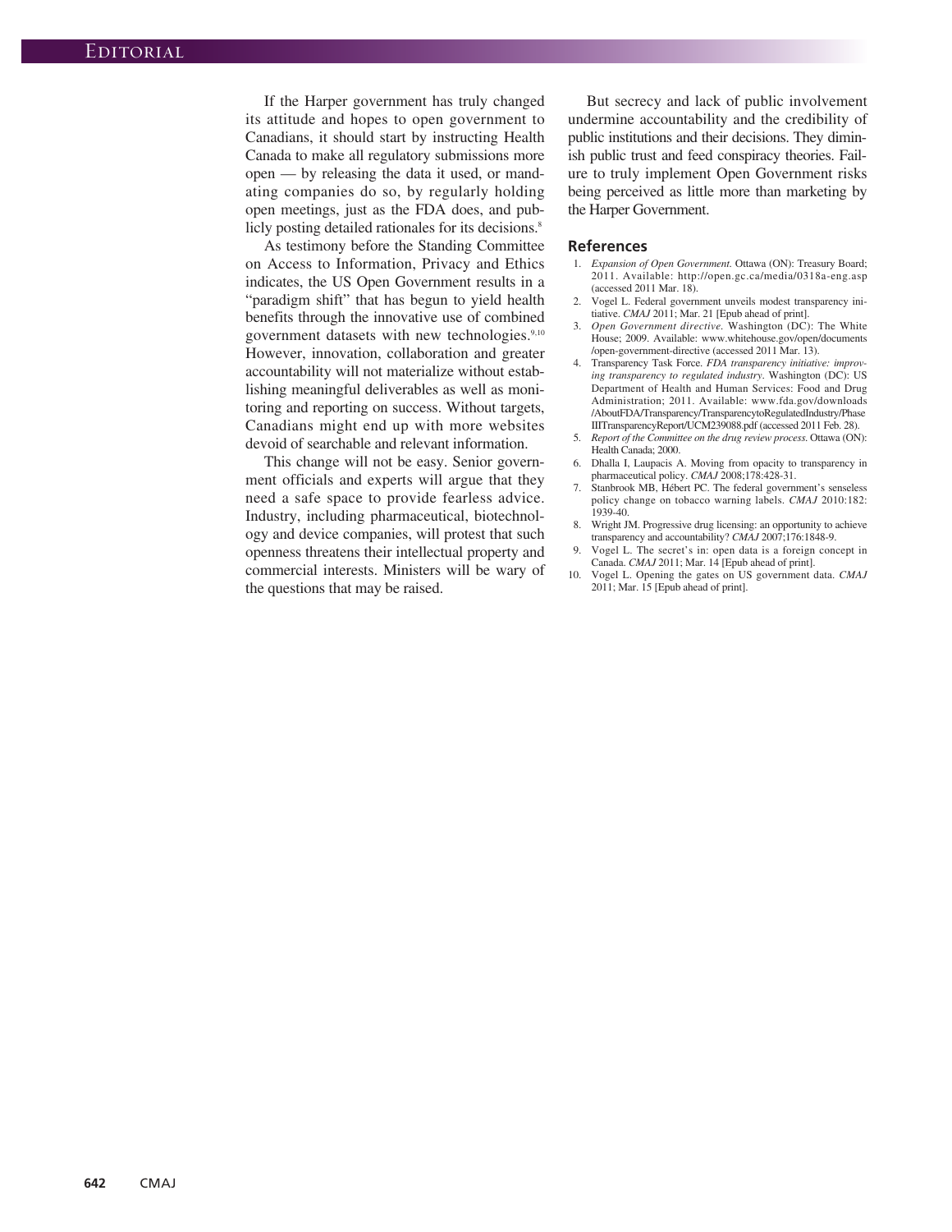If the Harper government has truly changed its attitude and hopes to open government to Canadians, it should start by instructing Health Canada to make all regulatory submissions more open — by releasing the data it used, or mandating companies do so, by regularly holding open meetings, just as the FDA does, and publicly posting detailed rationales for its decisions.[8]

As testimony before the Standing Committee on Access to Information, Privacy and Ethics indicates, the US Open Government results in a "paradigm shift" that has begun to yield health benefits through the innovative use of combined government datasets with new technologies.[9,10] However, innovation, collaboration and greater accountability will not materialize without establishing meaningful deliverables as well as monitoring and reporting on success. Without targets, Canadians might end up with more websites devoid of searchable and relevant information.

This change will not be easy. Senior government officials and experts will argue that they need a safe space to provide fearless advice. Industry, including pharmaceutical, biotechnology and device companies, will protest that such openness threatens their intellectual property and commercial interests. Ministers will be wary of the questions that may be raised.

But secrecy and lack of public involvement undermine accountability and the credibility of public institutions and their decisions. They diminish public trust and feed conspiracy theories. Failure to truly implement Open Government risks being perceived as little more than marketing by the Harper Government.

## References

1. *Expansion of Open Government.* Ottawa (ON): Treasury Board; 2011. Available: http://open.gc.ca/media/0318a-eng.asp (accessed 2011 Mar. 18).
2. Vogel L. Federal government unveils modest transparency initiative. *CMAJ* 2011; Mar. 21 [Epub ahead of print].
3. *Open Government directive.* Washington (DC): The White House; 2009. Available: www.whitehouse.gov/open/documents/open-government-directive (accessed 2011 Mar. 13).
4. Transparency Task Force. *FDA transparency initiative: improving transparency to regulated industry*. Washington (DC): US Department of Health and Human Services: Food and Drug Administration; 2011. Available: www.fda.gov/downloads/AboutFDA/Transparency/TransparencytoRegulatedIndustry/PhaseIIITransparencyReport/UCM239088.pdf (accessed 2011 Feb. 28).
5. *Report of the Committee on the drug review process.* Ottawa (ON): Health Canada; 2000.
6. Dhalla I, Laupacis A. Moving from opacity to transparency in pharmaceutical policy. *CMAJ* 2008;178:428-31.
7. Stanbrook MB, Hébert PC. The federal government's senseless policy change on tobacco warning labels. *CMAJ* 2010:182:1939-40.
8. Wright JM. Progressive drug licensing: an opportunity to achieve transparency and accountability? *CMAJ* 2007;176:1848-9.
9. Vogel L. The secret's in: open data is a foreign concept in Canada. *CMAJ* 2011; Mar. 14 [Epub ahead of print].
10. Vogel L. Opening the gates on US government data. *CMAJ* 2011; Mar. 15 [Epub ahead of print].